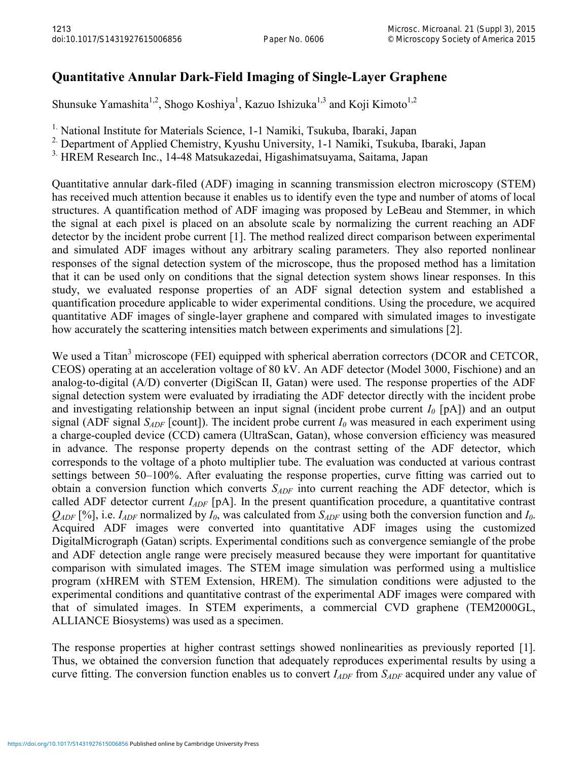# Quantitative Annular Dark-Field Imaging of Single-Layer Graphene

Shunsuke Yamashita[1,2], Shogo Koshiya[1], Kazuo Ishizuka[1,3] and Koji Kimoto[1,2]

[1.] National Institute for Materials Science, 1-1 Namiki, Tsukuba, Ibaraki, Japan

[2.] Department of Applied Chemistry, Kyushu University, 1-1 Namiki, Tsukuba, Ibaraki, Japan

[3.] HREM Research Inc., 14-48 Matsukazedai, Higashimatsuyama, Saitama, Japan

Quantitative annular dark-filed (ADF) imaging in scanning transmission electron microscopy (STEM) has received much attention because it enables us to identify even the type and number of atoms of local structures. A quantification method of ADF imaging was proposed by LeBeau and Stemmer, in which the signal at each pixel is placed on an absolute scale by normalizing the current reaching an ADF detector by the incident probe current [1]. The method realized direct comparison between experimental and simulated ADF images without any arbitrary scaling parameters. They also reported nonlinear responses of the signal detection system of the microscope, thus the proposed method has a limitation that it can be used only on conditions that the signal detection system shows linear responses. In this study, we evaluated response properties of an ADF signal detection system and established a quantification procedure applicable to wider experimental conditions. Using the procedure, we acquired quantitative ADF images of single-layer graphene and compared with simulated images to investigate how accurately the scattering intensities match between experiments and simulations [2].

We used a Titan[3] microscope (FEI) equipped with spherical aberration correctors (DCOR and CETCOR, CEOS) operating at an acceleration voltage of 80 kV. An ADF detector (Model 3000, Fischione) and an analog-to-digital (A/D) converter (DigiScan II, Gatan) were used. The response properties of the ADF signal detection system were evaluated by irradiating the ADF detector directly with the incident probe and investigating relationship between an input signal (incident probe current $I_0$ [pA]) and an output signal (ADF signal $S_{ADF}$ [count]). The incident probe current $I_0$ was measured in each experiment using a charge-coupled device (CCD) camera (UltraScan, Gatan), whose conversion efficiency was measured in advance. The response property depends on the contrast setting of the ADF detector, which corresponds to the voltage of a photo multiplier tube. The evaluation was conducted at various contrast settings between 50–100%. After evaluating the response properties, curve fitting was carried out to obtain a conversion function which converts $S_{ADF}$ into current reaching the ADF detector, which is called ADF detector current $I_{ADF}$ [pA]. In the present quantification procedure, a quantitative contrast $Q_{ADF}$ [%], i.e. $I_{ADF}$ normalized by $I_0$, was calculated from $S_{ADF}$ using both the conversion function and $I_0$. Acquired ADF images were converted into quantitative ADF images using the customized DigitalMicrograph (Gatan) scripts. Experimental conditions such as convergence semiangle of the probe and ADF detection angle range were precisely measured because they were important for quantitative comparison with simulated images. The STEM image simulation was performed using a multislice program (xHREM with STEM Extension, HREM). The simulation conditions were adjusted to the experimental conditions and quantitative contrast of the experimental ADF images were compared with that of simulated images. In STEM experiments, a commercial CVD graphene (TEM2000GL, ALLIANCE Biosystems) was used as a specimen.

The response properties at higher contrast settings showed nonlinearities as previously reported [1]. Thus, we obtained the conversion function that adequately reproduces experimental results by using a curve fitting. The conversion function enables us to convert $I_{ADF}$ from $S_{ADF}$ acquired under any value of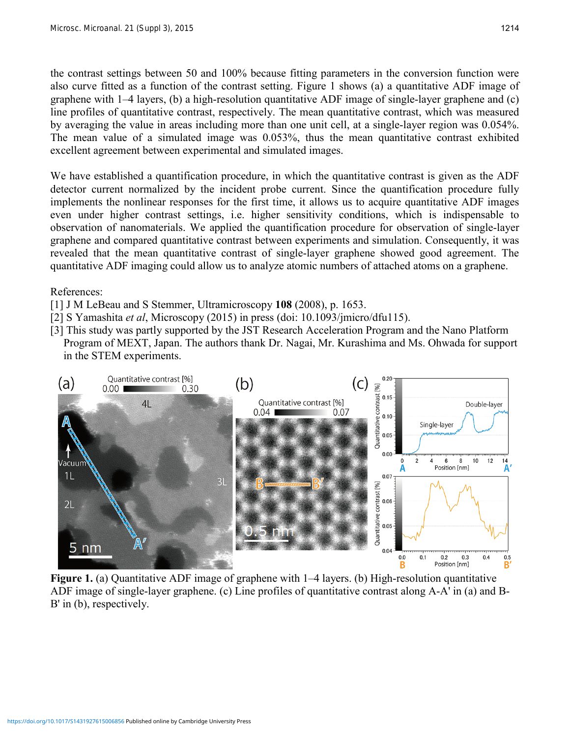the contrast settings between 50 and 100% because fitting parameters in the conversion function were also curve fitted as a function of the contrast setting. Figure 1 shows (a) a quantitative ADF image of graphene with 1–4 layers, (b) a high-resolution quantitative ADF image of single-layer graphene and (c) line profiles of quantitative contrast, respectively. The mean quantitative contrast, which was measured by averaging the value in areas including more than one unit cell, at a single-layer region was 0.054%. The mean value of a simulated image was 0.053%, thus the mean quantitative contrast exhibited excellent agreement between experimental and simulated images.

We have established a quantification procedure, in which the quantitative contrast is given as the ADF detector current normalized by the incident probe current. Since the quantification procedure fully implements the nonlinear responses for the first time, it allows us to acquire quantitative ADF images even under higher contrast settings, i.e. higher sensitivity conditions, which is indispensable to observation of nanomaterials. We applied the quantification procedure for observation of single-layer graphene and compared quantitative contrast between experiments and simulation. Consequently, it was revealed that the mean quantitative contrast of single-layer graphene showed good agreement. The quantitative ADF imaging could allow us to analyze atomic numbers of attached atoms on a graphene.

References:

[1] J M LeBeau and S Stemmer, Ultramicroscopy **108** (2008), p. 1653.

[2] S Yamashita *et al*, Microscopy (2015) in press (doi: 10.1093/jmicro/dfu115).

[3] This study was partly supported by the JST Research Acceleration Program and the Nano Platform Program of MEXT, Japan. The authors thank Dr. Nagai, Mr. Kurashima and Ms. Ohwada for support in the STEM experiments.

(a)
Quantitative contrast [%]
0.00 0.30
4L
A
Vacuum
1L
2L
3L
5 nm
A′

(b)
Quantitative contrast [%]
0.04 0.07
B B′
0.5 nm

(c)
Quantitative contrast [%]
0.20
0.15
0.10
0.05
0.00
Single-layer
Double-layer
0 2 4 6 8 10 12 14
Position [nm]
A A′

Quantitative contrast [%]
0.07
0.06
0.05
0.04
0.0 0.1 0.2 0.3 0.4 0.5
Position [nm]
B B′

**Figure 1.** (a) Quantitative ADF image of graphene with 1–4 layers. (b) High-resolution quantitative ADF image of single-layer graphene. (c) Line profiles of quantitative contrast along A-A' in (a) and B-B' in (b), respectively.